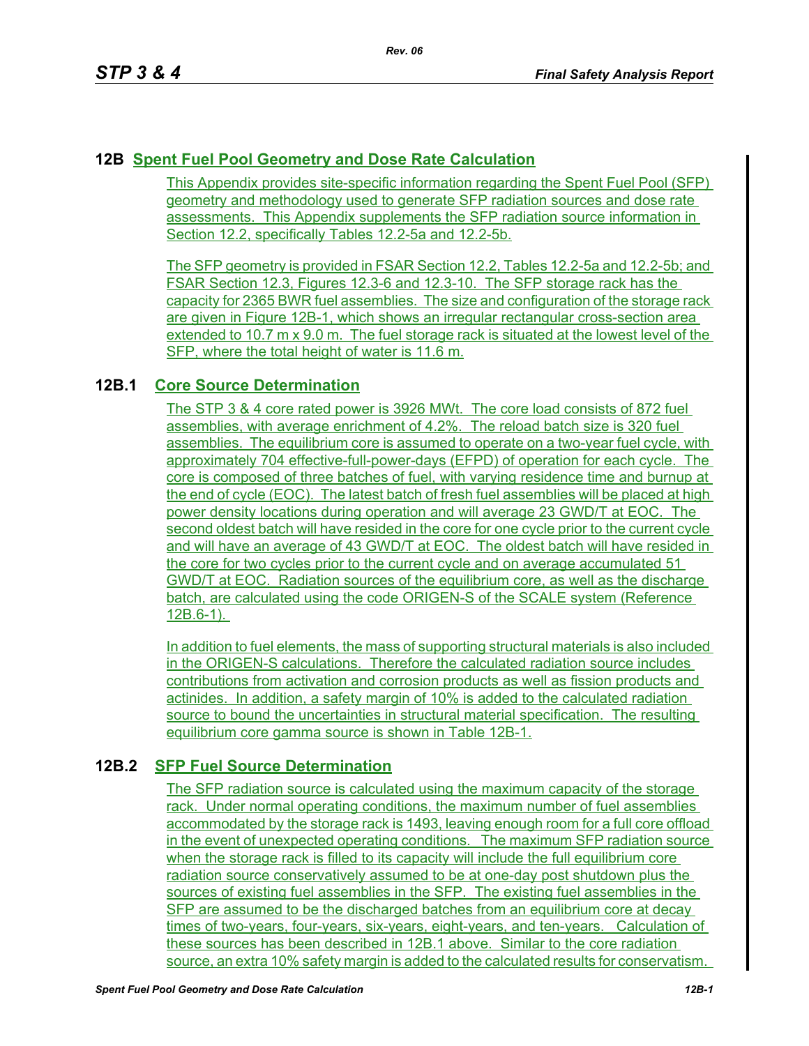## 12B Spent Fuel Pool Geometry and Dose Rate Calculation

This Appendix provides site-specific information regarding the Spent Fuel Pool (SFP) geometry and methodology used to generate SFP radiation sources and dose rate assessments. This Appendix supplements the SFP radiation source information in Section 12.2, specifically Tables 12.2-5a and 12.2-5b.

The SFP geometry is provided in FSAR Section 12.2, Tables 12.2-5a and 12.2-5b; and FSAR Section 12.3, Figures 12.3-6 and 12.3-10. The SFP storage rack has the capacity for 2365 BWR fuel assemblies. The size and configuration of the storage rack are given in Figure 12B-1, which shows an irregular rectangular cross-section area extended to 10.7 m x 9.0 m. The fuel storage rack is situated at the lowest level of the SFP, where the total height of water is 11.6 m.

### 12B.1 Core Source Determination

The STP 3 & 4 core rated power is 3926 MWt. The core load consists of 872 fuel assemblies, with average enrichment of 4.2%. The reload batch size is 320 fuel assemblies. The equilibrium core is assumed to operate on a two-year fuel cycle, with approximately 704 effective-full-power-days (EFPD) of operation for each cycle. The core is composed of three batches of fuel, with varying residence time and burnup at the end of cycle (EOC). The latest batch of fresh fuel assemblies will be placed at high power density locations during operation and will average 23 GWD/T at EOC. The second oldest batch will have resided in the core for one cycle prior to the current cycle and will have an average of 43 GWD/T at EOC. The oldest batch will have resided in the core for two cycles prior to the current cycle and on average accumulated 51 GWD/T at EOC. Radiation sources of the equilibrium core, as well as the discharge batch, are calculated using the code ORIGEN-S of the SCALE system (Reference 12B.6-1).

In addition to fuel elements, the mass of supporting structural materials is also included in the ORIGEN-S calculations. Therefore the calculated radiation source includes contributions from activation and corrosion products as well as fission products and actinides. In addition, a safety margin of 10% is added to the calculated radiation source to bound the uncertainties in structural material specification. The resulting equilibrium core gamma source is shown in Table 12B-1.

### 12B.2 SFP Fuel Source Determination

The SFP radiation source is calculated using the maximum capacity of the storage rack. Under normal operating conditions, the maximum number of fuel assemblies accommodated by the storage rack is 1493, leaving enough room for a full core offload in the event of unexpected operating conditions. The maximum SFP radiation source when the storage rack is filled to its capacity will include the full equilibrium core radiation source conservatively assumed to be at one-day post shutdown plus the sources of existing fuel assemblies in the SFP. The existing fuel assemblies in the SFP are assumed to be the discharged batches from an equilibrium core at decay times of two-years, four-years, six-years, eight-years, and ten-years. Calculation of these sources has been described in 12B.1 above. Similar to the core radiation source, an extra 10% safety margin is added to the calculated results for conservatism.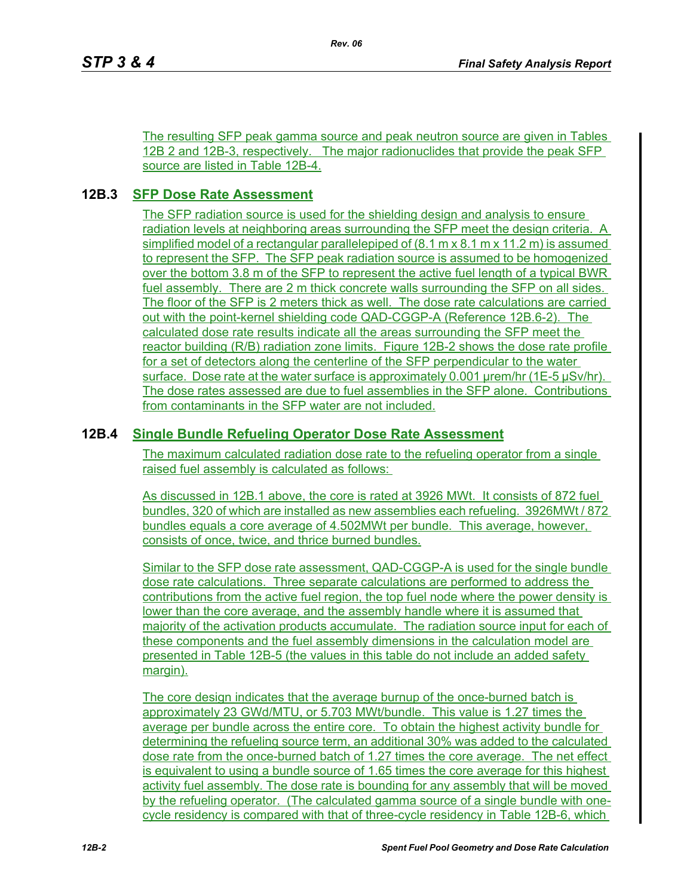The resulting SFP peak gamma source and peak neutron source are given in Tables 12B 2 and 12B-3, respectively. The major radionuclides that provide the peak SFP source are listed in Table 12B-4.

## 12B.3 SFP Dose Rate Assessment

The SFP radiation source is used for the shielding design and analysis to ensure radiation levels at neighboring areas surrounding the SFP meet the design criteria. A simplified model of a rectangular parallelepiped of (8.1 m x 8.1 m x 11.2 m) is assumed to represent the SFP. The SFP peak radiation source is assumed to be homogenized over the bottom 3.8 m of the SFP to represent the active fuel length of a typical BWR fuel assembly. There are 2 m thick concrete walls surrounding the SFP on all sides. The floor of the SFP is 2 meters thick as well. The dose rate calculations are carried out with the point-kernel shielding code QAD-CGGP-A (Reference 12B.6-2). The calculated dose rate results indicate all the areas surrounding the SFP meet the reactor building (R/B) radiation zone limits. Figure 12B-2 shows the dose rate profile for a set of detectors along the centerline of the SFP perpendicular to the water surface. Dose rate at the water surface is approximately 0.001 μrem/hr (1E-5 μSv/hr). The dose rates assessed are due to fuel assemblies in the SFP alone. Contributions from contaminants in the SFP water are not included.

## 12B.4 Single Bundle Refueling Operator Dose Rate Assessment

The maximum calculated radiation dose rate to the refueling operator from a single raised fuel assembly is calculated as follows:

As discussed in 12B.1 above, the core is rated at 3926 MWt. It consists of 872 fuel bundles, 320 of which are installed as new assemblies each refueling. 3926MWt / 872 bundles equals a core average of 4.502MWt per bundle. This average, however, consists of once, twice, and thrice burned bundles.

Similar to the SFP dose rate assessment, QAD-CGGP-A is used for the single bundle dose rate calculations. Three separate calculations are performed to address the contributions from the active fuel region, the top fuel node where the power density is lower than the core average, and the assembly handle where it is assumed that majority of the activation products accumulate. The radiation source input for each of these components and the fuel assembly dimensions in the calculation model are presented in Table 12B-5 (the values in this table do not include an added safety margin).

The core design indicates that the average burnup of the once-burned batch is approximately 23 GWd/MTU, or 5.703 MWt/bundle. This value is 1.27 times the average per bundle across the entire core. To obtain the highest activity bundle for determining the refueling source term, an additional 30% was added to the calculated dose rate from the once-burned batch of 1.27 times the core average. The net effect is equivalent to using a bundle source of 1.65 times the core average for this highest activity fuel assembly. The dose rate is bounding for any assembly that will be moved by the refueling operator. (The calculated gamma source of a single bundle with one-cycle residency is compared with that of three-cycle residency in Table 12B-6, which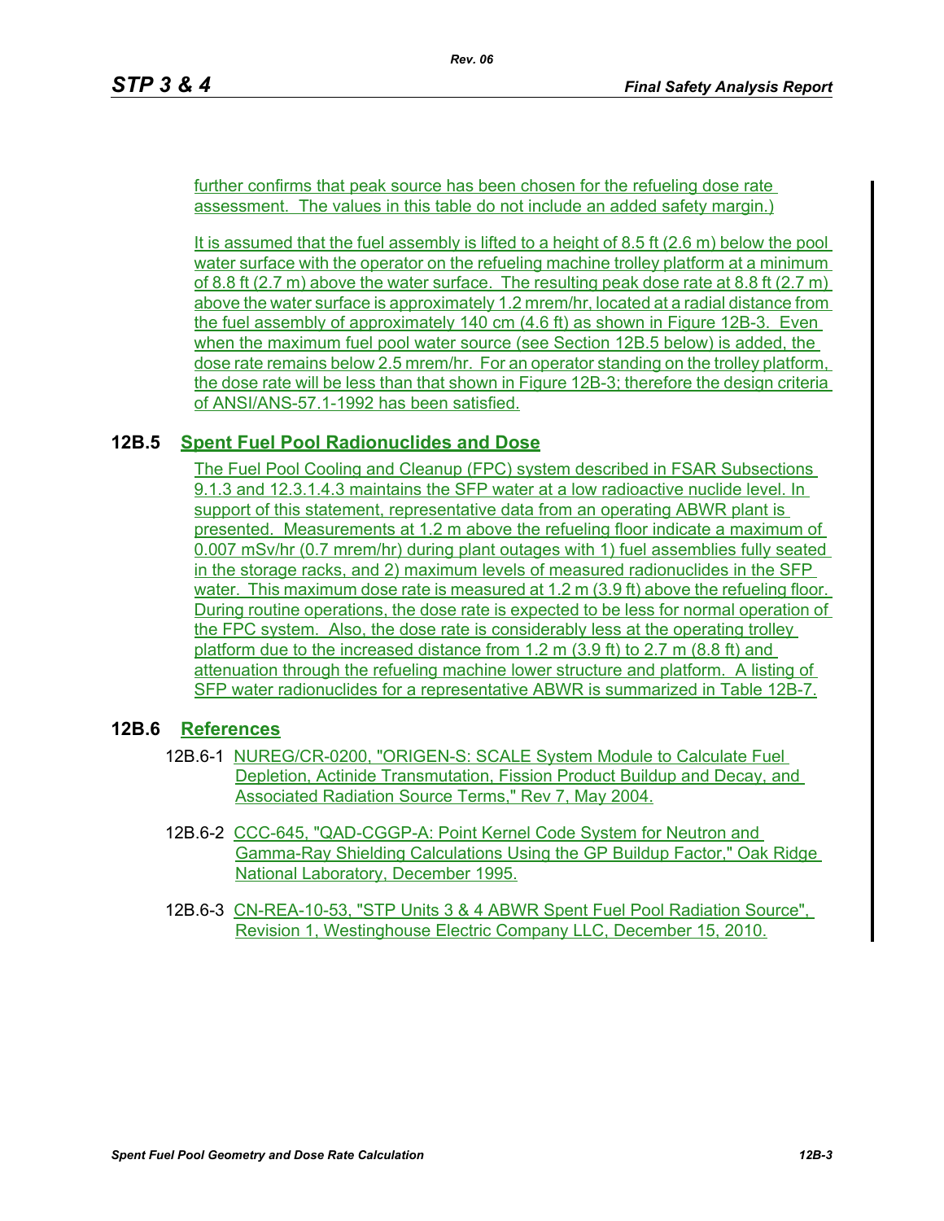further confirms that peak source has been chosen for the refueling dose rate assessment. The values in this table do not include an added safety margin.)

It is assumed that the fuel assembly is lifted to a height of 8.5 ft (2.6 m) below the pool water surface with the operator on the refueling machine trolley platform at a minimum of 8.8 ft (2.7 m) above the water surface. The resulting peak dose rate at 8.8 ft (2.7 m) above the water surface is approximately 1.2 mrem/hr, located at a radial distance from the fuel assembly of approximately 140 cm (4.6 ft) as shown in Figure 12B-3. Even when the maximum fuel pool water source (see Section 12B.5 below) is added, the dose rate remains below 2.5 mrem/hr. For an operator standing on the trolley platform, the dose rate will be less than that shown in Figure 12B-3; therefore the design criteria of ANSI/ANS-57.1-1992 has been satisfied.

## 12B.5 Spent Fuel Pool Radionuclides and Dose

The Fuel Pool Cooling and Cleanup (FPC) system described in FSAR Subsections 9.1.3 and 12.3.1.4.3 maintains the SFP water at a low radioactive nuclide level. In support of this statement, representative data from an operating ABWR plant is presented. Measurements at 1.2 m above the refueling floor indicate a maximum of 0.007 mSv/hr (0.7 mrem/hr) during plant outages with 1) fuel assemblies fully seated in the storage racks, and 2) maximum levels of measured radionuclides in the SFP water. This maximum dose rate is measured at 1.2 m (3.9 ft) above the refueling floor. During routine operations, the dose rate is expected to be less for normal operation of the FPC system. Also, the dose rate is considerably less at the operating trolley platform due to the increased distance from 1.2 m (3.9 ft) to 2.7 m (8.8 ft) and attenuation through the refueling machine lower structure and platform. A listing of SFP water radionuclides for a representative ABWR is summarized in Table 12B-7.

## 12B.6 References

12B.6-1 NUREG/CR-0200, "ORIGEN-S: SCALE System Module to Calculate Fuel Depletion, Actinide Transmutation, Fission Product Buildup and Decay, and Associated Radiation Source Terms," Rev 7, May 2004.

12B.6-2 CCC-645, "QAD-CGGP-A: Point Kernel Code System for Neutron and Gamma-Ray Shielding Calculations Using the GP Buildup Factor," Oak Ridge National Laboratory, December 1995.

12B.6-3 CN-REA-10-53, "STP Units 3 & 4 ABWR Spent Fuel Pool Radiation Source", Revision 1, Westinghouse Electric Company LLC, December 15, 2010.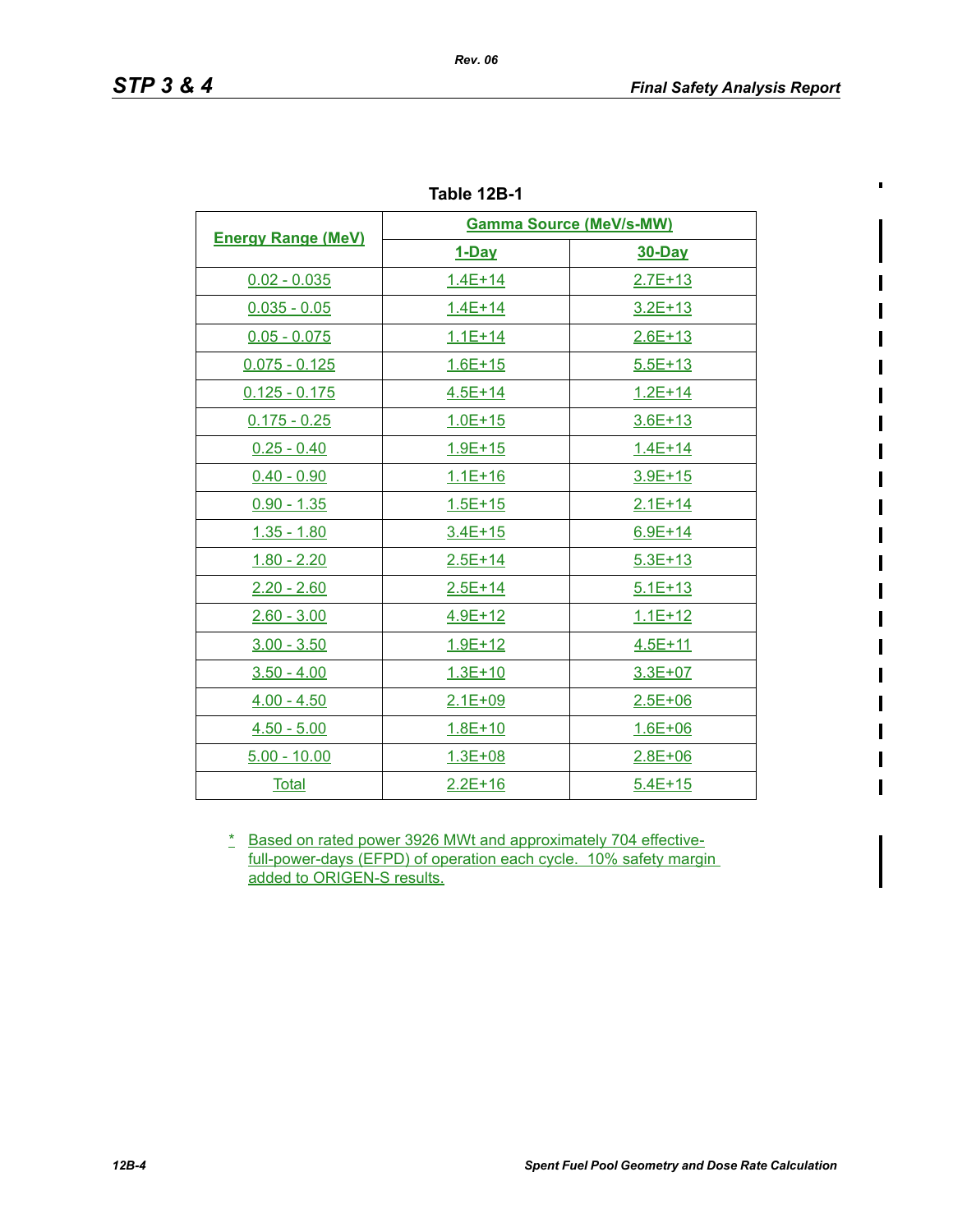**Table 12B-1**

| Energy Range (MeV) | Gamma Source (MeV/s-MW) | |
|---|---|---|
| | 1-Day | 30-Day |
| 0.02 - 0.035 | 1.4E+14 | 2.7E+13 |
| 0.035 - 0.05 | 1.4E+14 | 3.2E+13 |
| 0.05 - 0.075 | 1.1E+14 | 2.6E+13 |
| 0.075 - 0.125 | 1.6E+15 | 5.5E+13 |
| 0.125 - 0.175 | 4.5E+14 | 1.2E+14 |
| 0.175 - 0.25 | 1.0E+15 | 3.6E+13 |
| 0.25 - 0.40 | 1.9E+15 | 1.4E+14 |
| 0.40 - 0.90 | 1.1E+16 | 3.9E+15 |
| 0.90 - 1.35 | 1.5E+15 | 2.1E+14 |
| 1.35 - 1.80 | 3.4E+15 | 6.9E+14 |
| 1.80 - 2.20 | 2.5E+14 | 5.3E+13 |
| 2.20 - 2.60 | 2.5E+14 | 5.1E+13 |
| 2.60 - 3.00 | 4.9E+12 | 1.1E+12 |
| 3.00 - 3.50 | 1.9E+12 | 4.5E+11 |
| 3.50 - 4.00 | 1.3E+10 | 3.3E+07 |
| 4.00 - 4.50 | 2.1E+09 | 2.5E+06 |
| 4.50 - 5.00 | 1.8E+10 | 1.6E+06 |
| 5.00 - 10.00 | 1.3E+08 | 2.8E+06 |
| Total | 2.2E+16 | 5.4E+15 |

\* Based on rated power 3926 MWt and approximately 704 effective-full-power-days (EFPD) of operation each cycle. 10% safety margin added to ORIGEN-S results.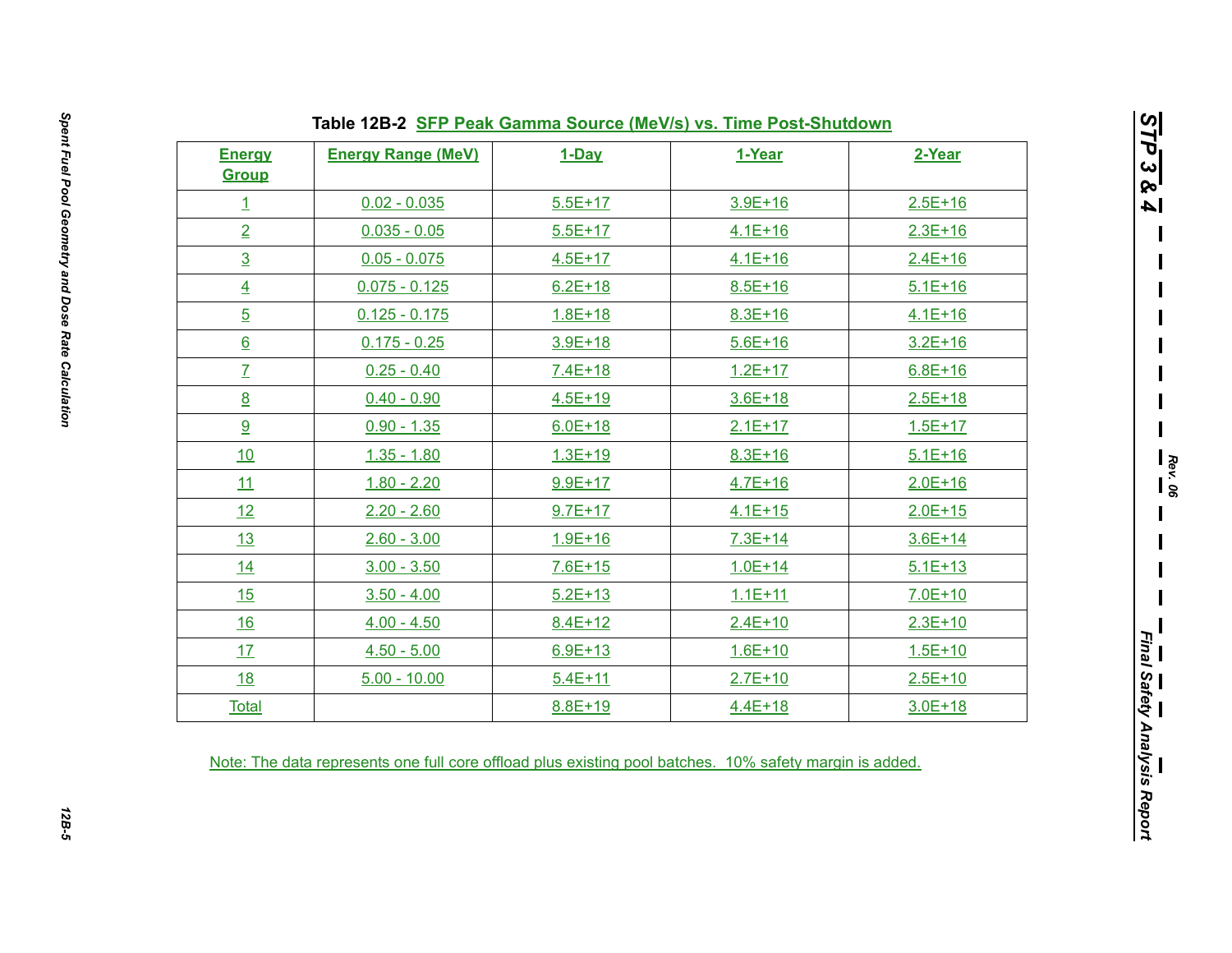**Table 12B-2 SFP Peak Gamma Source (MeV/s) vs. Time Post-Shutdown**

| Energy Group | Energy Range (MeV) | 1-Day | 1-Year | 2-Year |
|---|---|---|---|---|
| 1 | 0.02 - 0.035 | 5.5E+17 | 3.9E+16 | 2.5E+16 |
| 2 | 0.035 - 0.05 | 5.5E+17 | 4.1E+16 | 2.3E+16 |
| 3 | 0.05 - 0.075 | 4.5E+17 | 4.1E+16 | 2.4E+16 |
| 4 | 0.075 - 0.125 | 6.2E+18 | 8.5E+16 | 5.1E+16 |
| 5 | 0.125 - 0.175 | 1.8E+18 | 8.3E+16 | 4.1E+16 |
| 6 | 0.175 - 0.25 | 3.9E+18 | 5.6E+16 | 3.2E+16 |
| 7 | 0.25 - 0.40 | 7.4E+18 | 1.2E+17 | 6.8E+16 |
| 8 | 0.40 - 0.90 | 4.5E+19 | 3.6E+18 | 2.5E+18 |
| 9 | 0.90 - 1.35 | 6.0E+18 | 2.1E+17 | 1.5E+17 |
| 10 | 1.35 - 1.80 | 1.3E+19 | 8.3E+16 | 5.1E+16 |
| 11 | 1.80 - 2.20 | 9.9E+17 | 4.7E+16 | 2.0E+16 |
| 12 | 2.20 - 2.60 | 9.7E+17 | 4.1E+15 | 2.0E+15 |
| 13 | 2.60 - 3.00 | 1.9E+16 | 7.3E+14 | 3.6E+14 |
| 14 | 3.00 - 3.50 | 7.6E+15 | 1.0E+14 | 5.1E+13 |
| 15 | 3.50 - 4.00 | 5.2E+13 | 1.1E+11 | 7.0E+10 |
| 16 | 4.00 - 4.50 | 8.4E+12 | 2.4E+10 | 2.3E+10 |
| 17 | 4.50 - 5.00 | 6.9E+13 | 1.6E+10 | 1.5E+10 |
| 18 | 5.00 - 10.00 | 5.4E+11 | 2.7E+10 | 2.5E+10 |
| Total | | 8.8E+19 | 4.4E+18 | 3.0E+18 |

Note: The data represents one full core offload plus existing pool batches. 10% safety margin is added.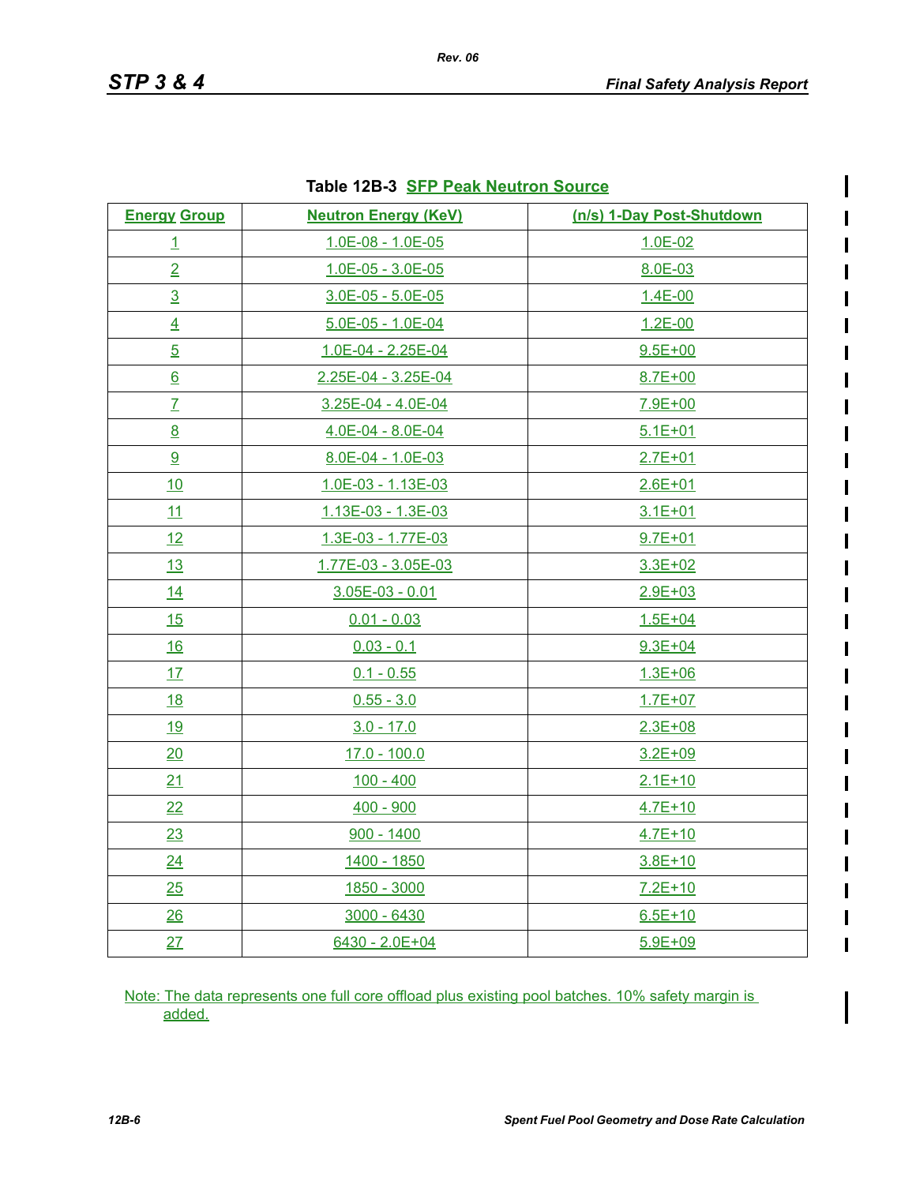**Table 12B-3 SFP Peak Neutron Source**

| Energy Group | Neutron Energy (KeV) | (n/s) 1-Day Post-Shutdown |
|---|---|---|
| 1 | 1.0E-08 - 1.0E-05 | 1.0E-02 |
| 2 | 1.0E-05 - 3.0E-05 | 8.0E-03 |
| 3 | 3.0E-05 - 5.0E-05 | 1.4E-00 |
| 4 | 5.0E-05 - 1.0E-04 | 1.2E-00 |
| 5 | 1.0E-04 - 2.25E-04 | 9.5E+00 |
| 6 | 2.25E-04 - 3.25E-04 | 8.7E+00 |
| 7 | 3.25E-04 - 4.0E-04 | 7.9E+00 |
| 8 | 4.0E-04 - 8.0E-04 | 5.1E+01 |
| 9 | 8.0E-04 - 1.0E-03 | 2.7E+01 |
| 10 | 1.0E-03 - 1.13E-03 | 2.6E+01 |
| 11 | 1.13E-03 - 1.3E-03 | 3.1E+01 |
| 12 | 1.3E-03 - 1.77E-03 | 9.7E+01 |
| 13 | 1.77E-03 - 3.05E-03 | 3.3E+02 |
| 14 | 3.05E-03 - 0.01 | 2.9E+03 |
| 15 | 0.01 - 0.03 | 1.5E+04 |
| 16 | 0.03 - 0.1 | 9.3E+04 |
| 17 | 0.1 - 0.55 | 1.3E+06 |
| 18 | 0.55 - 3.0 | 1.7E+07 |
| 19 | 3.0 - 17.0 | 2.3E+08 |
| 20 | 17.0 - 100.0 | 3.2E+09 |
| 21 | 100 - 400 | 2.1E+10 |
| 22 | 400 - 900 | 4.7E+10 |
| 23 | 900 - 1400 | 4.7E+10 |
| 24 | 1400 - 1850 | 3.8E+10 |
| 25 | 1850 - 3000 | 7.2E+10 |
| 26 | 3000 - 6430 | 6.5E+10 |
| 27 | 6430 - 2.0E+04 | 5.9E+09 |

Note: The data represents one full core offload plus existing pool batches. 10% safety margin is added.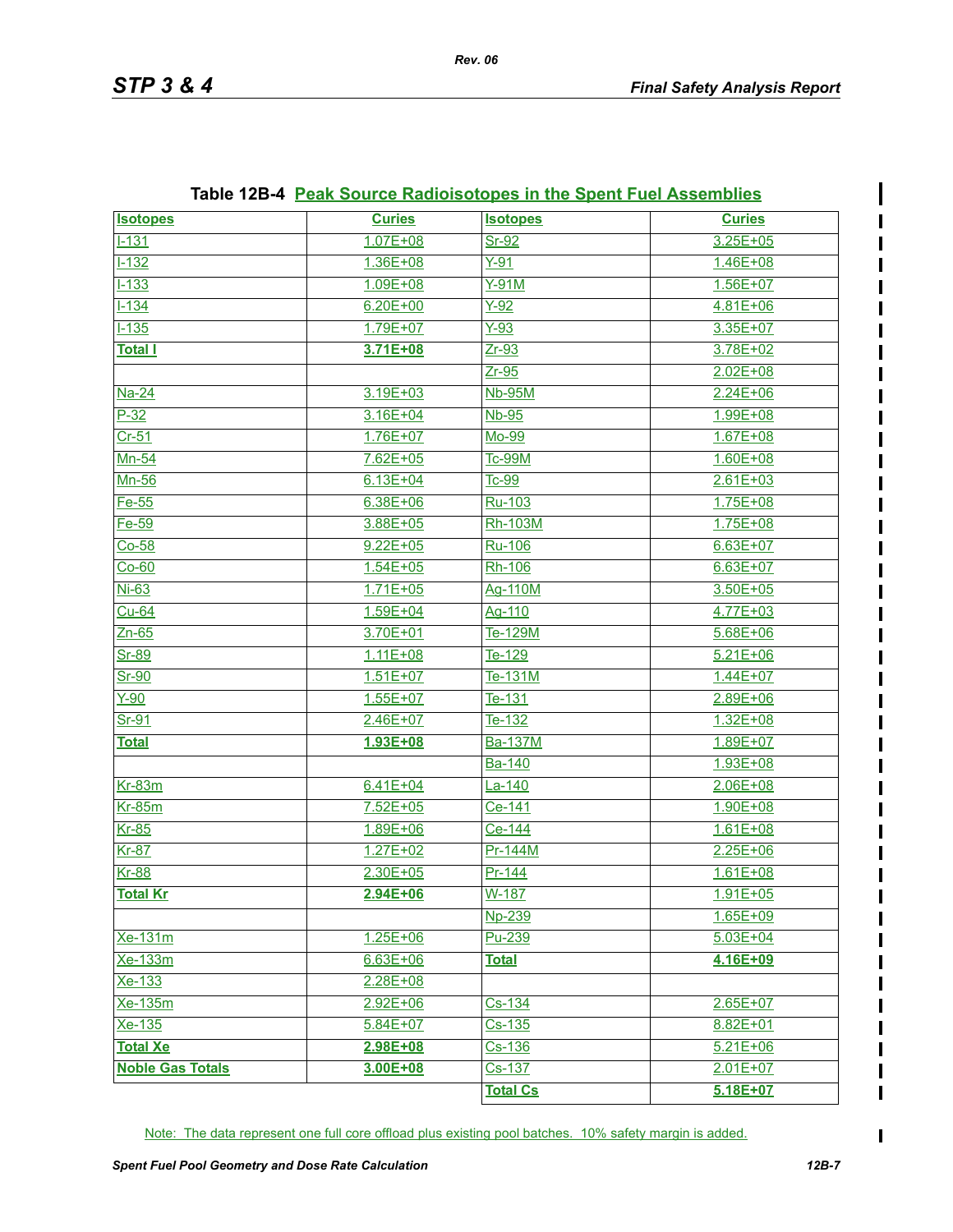**Table 12B-4 Peak Source Radioisotopes in the Spent Fuel Assemblies**

| Isotopes | Curies | Isotopes | Curies |
|---|---|---|---|
| I-131 | 1.07E+08 | Sr-92 | 3.25E+05 |
| I-132 | 1.36E+08 | Y-91 | 1.46E+08 |
| I-133 | 1.09E+08 | Y-91M | 1.56E+07 |
| I-134 | 6.20E+00 | Y-92 | 4.81E+06 |
| I-135 | 1.79E+07 | Y-93 | 3.35E+07 |
| **Total I** | **3.71E+08** | Zr-93 | 3.78E+02 |
| | | Zr-95 | 2.02E+08 |
| Na-24 | 3.19E+03 | Nb-95M | 2.24E+06 |
| P-32 | 3.16E+04 | Nb-95 | 1.99E+08 |
| Cr-51 | 1.76E+07 | Mo-99 | 1.67E+08 |
| Mn-54 | 7.62E+05 | Tc-99M | 1.60E+08 |
| Mn-56 | 6.13E+04 | Tc-99 | 2.61E+03 |
| Fe-55 | 6.38E+06 | Ru-103 | 1.75E+08 |
| Fe-59 | 3.88E+05 | Rh-103M | 1.75E+08 |
| Co-58 | 9.22E+05 | Ru-106 | 6.63E+07 |
| Co-60 | 1.54E+05 | Rh-106 | 6.63E+07 |
| Ni-63 | 1.71E+05 | Ag-110M | 3.50E+05 |
| Cu-64 | 1.59E+04 | Ag-110 | 4.77E+03 |
| Zn-65 | 3.70E+01 | Te-129M | 5.68E+06 |
| Sr-89 | 1.11E+08 | Te-129 | 5.21E+06 |
| Sr-90 | 1.51E+07 | Te-131M | 1.44E+07 |
| Y-90 | 1.55E+07 | Te-131 | 2.89E+06 |
| Sr-91 | 2.46E+07 | Te-132 | 1.32E+08 |
| **Total** | **1.93E+08** | Ba-137M | 1.89E+07 |
| | | Ba-140 | 1.93E+08 |
| Kr-83m | 6.41E+04 | La-140 | 2.06E+08 |
| Kr-85m | 7.52E+05 | Ce-141 | 1.90E+08 |
| Kr-85 | 1.89E+06 | Ce-144 | 1.61E+08 |
| Kr-87 | 1.27E+02 | Pr-144M | 2.25E+06 |
| Kr-88 | 2.30E+05 | Pr-144 | 1.61E+08 |
| **Total Kr** | **2.94E+06** | W-187 | 1.91E+05 |
| | | Np-239 | 1.65E+09 |
| Xe-131m | 1.25E+06 | Pu-239 | 5.03E+04 |
| Xe-133m | 6.63E+06 | **Total** | **4.16E+09** |
| Xe-133 | 2.28E+08 | | |
| Xe-135m | 2.92E+06 | Cs-134 | 2.65E+07 |
| Xe-135 | 5.84E+07 | Cs-135 | 8.82E+01 |
| **Total Xe** | **2.98E+08** | Cs-136 | 5.21E+06 |
| **Noble Gas Totals** | **3.00E+08** | Cs-137 | 2.01E+07 |
| | | **Total Cs** | **5.18E+07** |

Note: The data represent one full core offload plus existing pool batches. 10% safety margin is added.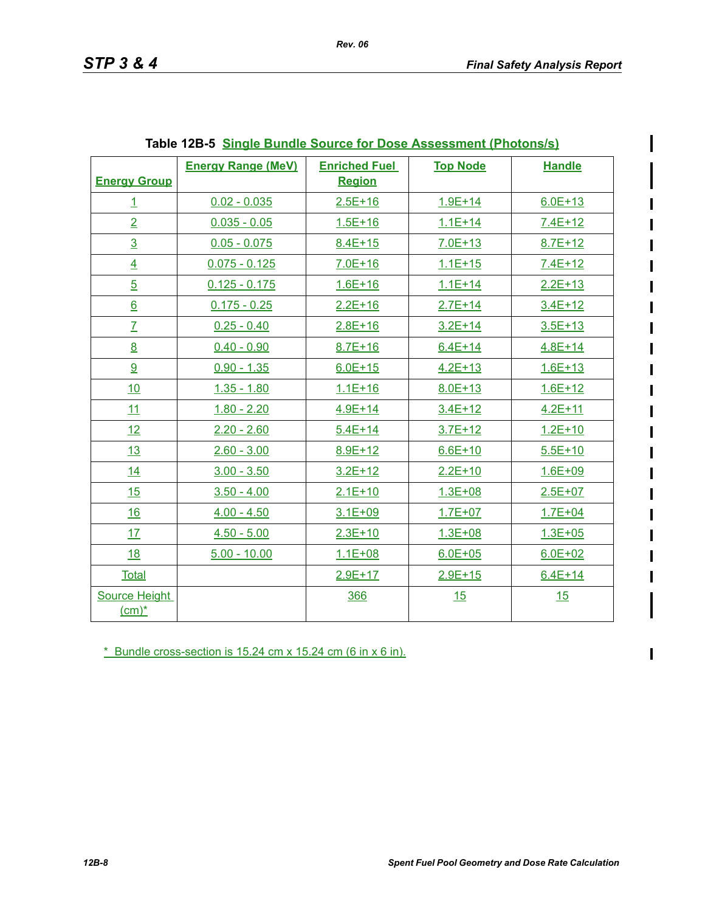**Table 12B-5 Single Bundle Source for Dose Assessment (Photons/s)**

| Energy Group | Energy Range (MeV) | Enriched Fuel Region | Top Node | Handle |
|---|---|---|---|---|
| 1 | 0.02 - 0.035 | 2.5E+16 | 1.9E+14 | 6.0E+13 |
| 2 | 0.035 - 0.05 | 1.5E+16 | 1.1E+14 | 7.4E+12 |
| 3 | 0.05 - 0.075 | 8.4E+15 | 7.0E+13 | 8.7E+12 |
| 4 | 0.075 - 0.125 | 7.0E+16 | 1.1E+15 | 7.4E+12 |
| 5 | 0.125 - 0.175 | 1.6E+16 | 1.1E+14 | 2.2E+13 |
| 6 | 0.175 - 0.25 | 2.2E+16 | 2.7E+14 | 3.4E+12 |
| 7 | 0.25 - 0.40 | 2.8E+16 | 3.2E+14 | 3.5E+13 |
| 8 | 0.40 - 0.90 | 8.7E+16 | 6.4E+14 | 4.8E+14 |
| 9 | 0.90 - 1.35 | 6.0E+15 | 4.2E+13 | 1.6E+13 |
| 10 | 1.35 - 1.80 | 1.1E+16 | 8.0E+13 | 1.6E+12 |
| 11 | 1.80 - 2.20 | 4.9E+14 | 3.4E+12 | 4.2E+11 |
| 12 | 2.20 - 2.60 | 5.4E+14 | 3.7E+12 | 1.2E+10 |
| 13 | 2.60 - 3.00 | 8.9E+12 | 6.6E+10 | 5.5E+10 |
| 14 | 3.00 - 3.50 | 3.2E+12 | 2.2E+10 | 1.6E+09 |
| 15 | 3.50 - 4.00 | 2.1E+10 | 1.3E+08 | 2.5E+07 |
| 16 | 4.00 - 4.50 | 3.1E+09 | 1.7E+07 | 1.7E+04 |
| 17 | 4.50 - 5.00 | 2.3E+10 | 1.3E+08 | 1.3E+05 |
| 18 | 5.00 - 10.00 | 1.1E+08 | 6.0E+05 | 6.0E+02 |
| Total | | 2.9E+17 | 2.9E+15 | 6.4E+14 |
| Source Height (cm)* | | 366 | 15 | 15 |

\* Bundle cross-section is 15.24 cm x 15.24 cm (6 in x 6 in).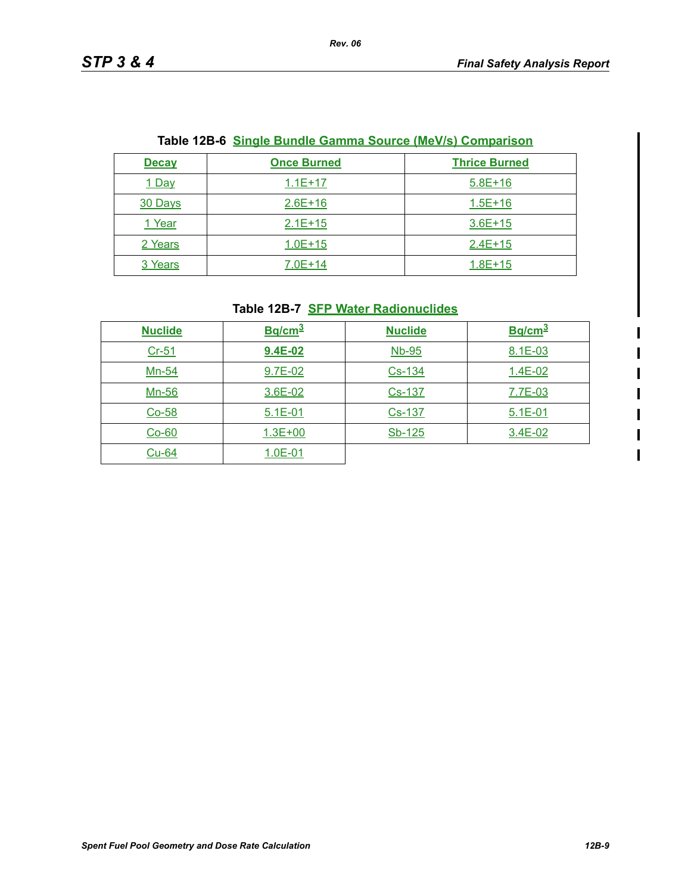**Table 12B-6 Single Bundle Gamma Source (MeV/s) Comparison**

| Decay | Once Burned | Thrice Burned |
|---|---|---|
| 1 Day | 1.1E+17 | 5.8E+16 |
| 30 Days | 2.6E+16 | 1.5E+16 |
| 1 Year | 2.1E+15 | 3.6E+15 |
| 2 Years | 1.0E+15 | 2.4E+15 |
| 3 Years | 7.0E+14 | 1.8E+15 |

**Table 12B-7 SFP Water Radionuclides**

| Nuclide | $Bq/cm^3$ | Nuclide | $Bq/cm^3$ |
|---|---|---|---|
| Cr-51 | **9.4E-02** | Nb-95 | 8.1E-03 |
| Mn-54 | 9.7E-02 | Cs-134 | 1.4E-02 |
| Mn-56 | 3.6E-02 | Cs-137 | 7.7E-03 |
| Co-58 | 5.1E-01 | Cs-137 | 5.1E-01 |
| Co-60 | 1.3E+00 | Sb-125 | 3.4E-02 |
| Cu-64 | 1.0E-01 | | |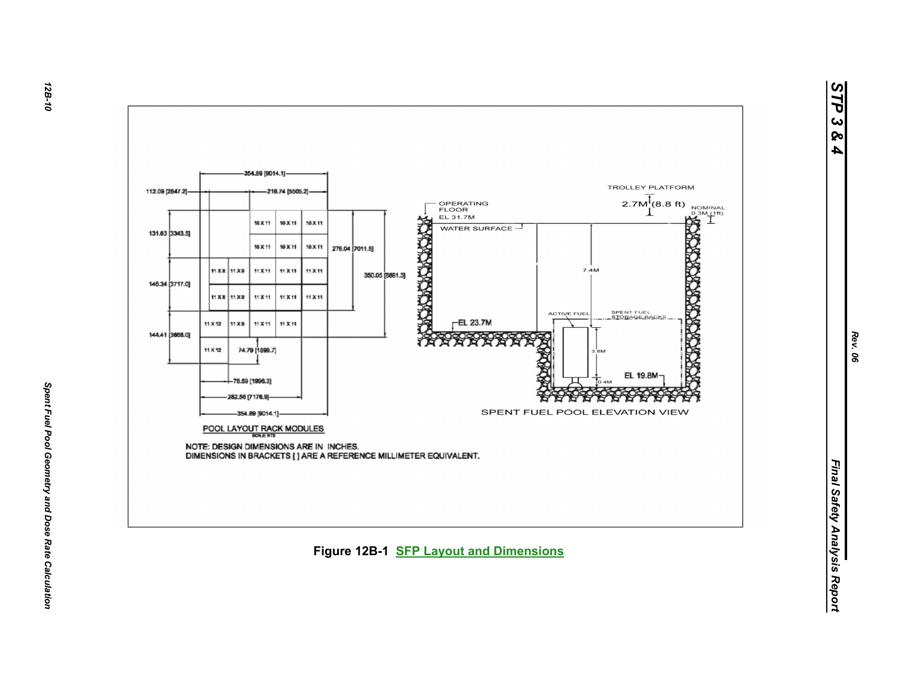POOL LAYOUT RACK MODULES

SCALE NTS

NOTE: DESIGN DIMENSIONS ARE IN INCHES.
DIMENSIONS IN BRACKETS [ ] ARE A REFERENCE MILLIMETER EQUIVALENT.

SPENT FUEL POOL ELEVATION VIEW

**Figure 12B-1 SFP Layout and Dimensions**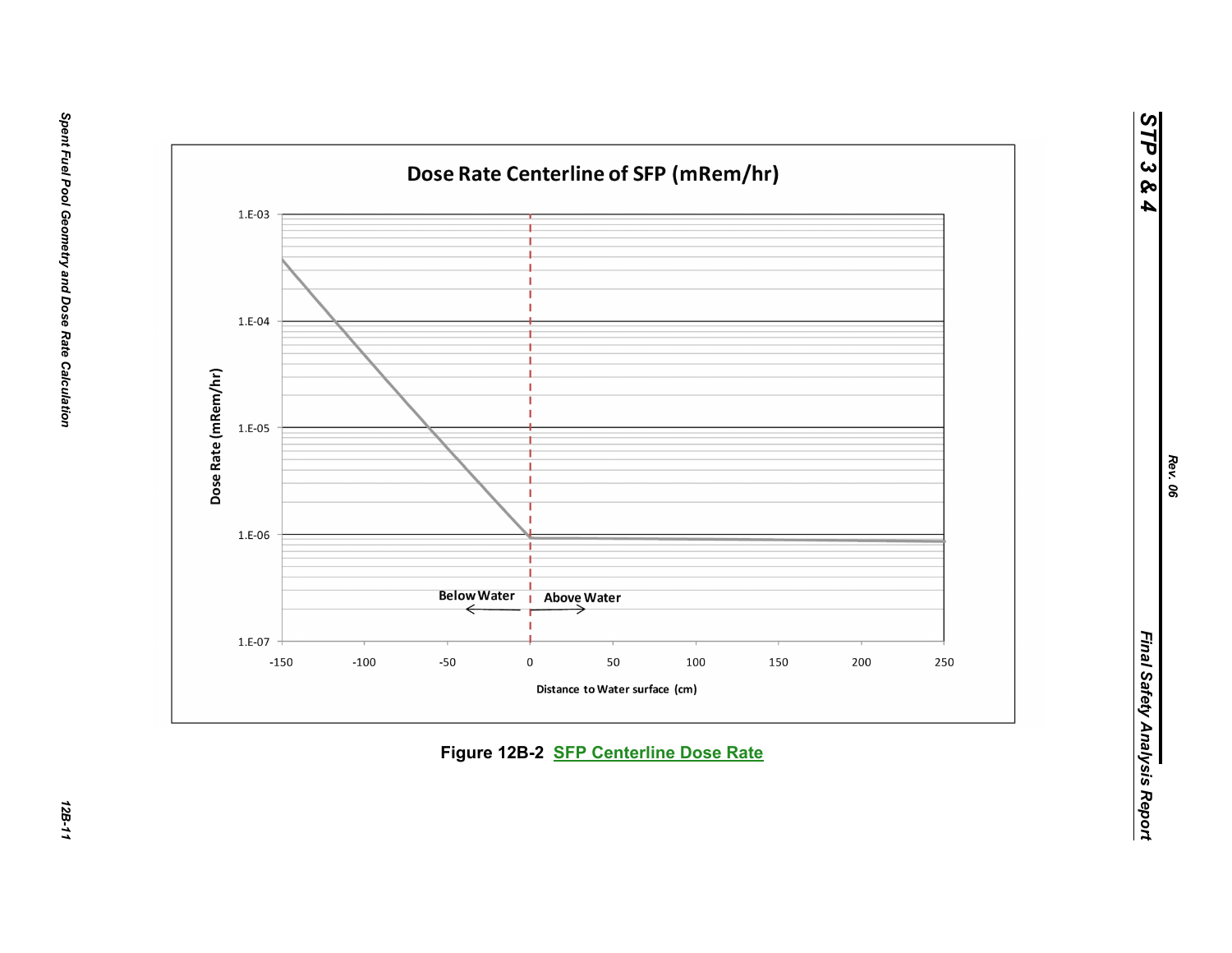Dose Rate Centerline of SFP (mRem/hr)

Dose Rate (mRem/hr)

1.E-03
1.E-04
1.E-05
1.E-06
1.E-07

Below Water

Above Water

-150 -100 -50 0 50 100 150 200 250

Distance to Water surface (cm)

Figure 12B-2 SFP Centerline Dose Rate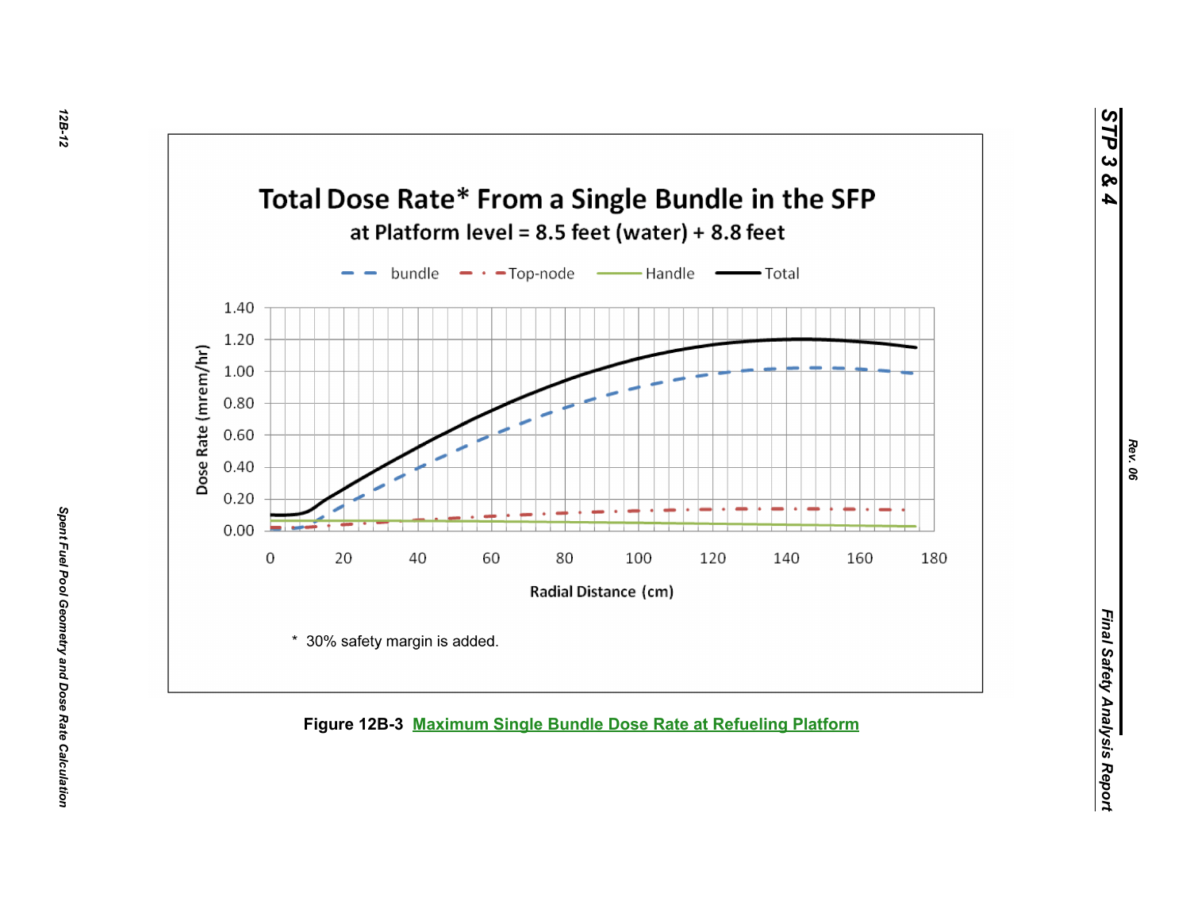Total Dose Rate* From a Single Bundle in the SFP

at Platform level = 8.5 feet (water) + 8.8 feet

bundle

Top-node

Handle

Total

Dose Rate (mrem/hr)

1.40

1.20

1.00

0.80

0.60

0.40

0.20

0.00

0

20

40

60

80

100

120

140

160

180

Radial Distance (cm)

\* 30% safety margin is added.

**Figure 12B-3** Maximum Single Bundle Dose Rate at Refueling Platform